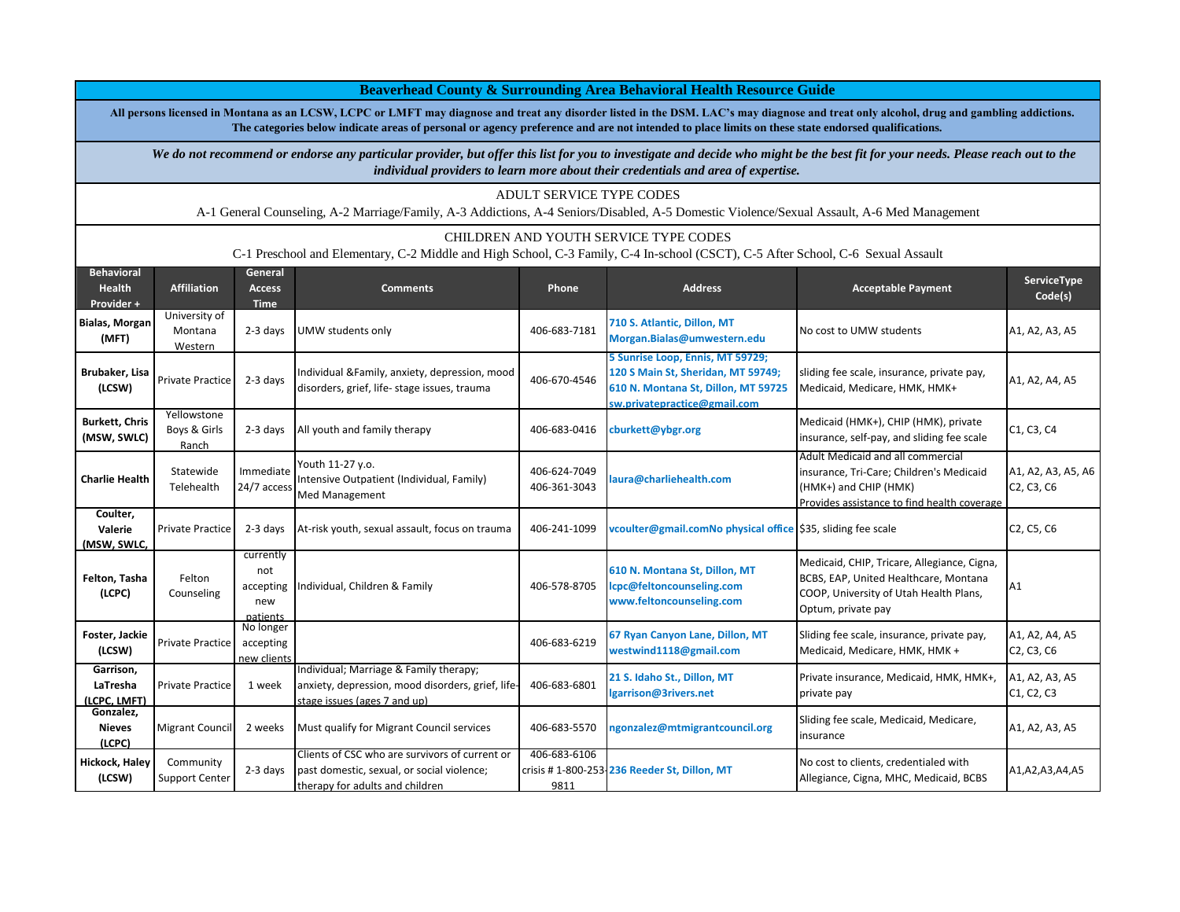# Beaverhead County & Surrounding Area Behavioral Health Resource Guide

**All persons licensed in Montana as an LCSW, LCPC or LMFT may diagnose and treat any disorder listed in the DSM. LAC's may diagnose and treat only alcohol, drug and gambling addictions. The categories below indicate areas of personal or agency preference and are not intended to place limits on these state endorsed qualifications.**

***We do not recommend or endorse any particular provider, but offer this list for you to investigate and decide who might be the best fit for your needs. Please reach out to the individual providers to learn more about their credentials and area of expertise.***

ADULT SERVICE TYPE CODES

A-1 General Counseling, A-2 Marriage/Family, A-3 Addictions, A-4 Seniors/Disabled, A-5 Domestic Violence/Sexual Assault, A-6 Med Management

CHILDREN AND YOUTH SERVICE TYPE CODES

C-1 Preschool and Elementary, C-2 Middle and High School, C-3 Family, C-4 In-school (CSCT), C-5 After School, C-6 Sexual Assault

| Behavioral Health Provider + | Affiliation | General Access Time | Comments | Phone | Address | Acceptable Payment | ServiceType Code(s) |
|---|---|---|---|---|---|---|---|
| **Bialas, Morgan (MFT)** | University of Montana Western | 2-3 days | UMW students only | 406-683-7181 | 710 S. Atlantic, Dillon, MT Morgan.Bialas@umwestern.edu | No cost to UMW students | A1, A2, A3, A5 |
| **Brubaker, Lisa (LCSW)** | Private Practice | 2-3 days | Individual &Family, anxiety, depression, mood disorders, grief, life- stage issues, trauma | 406-670-4546 | 5 Sunrise Loop, Ennis, MT 59729; 120 S Main St, Sheridan, MT 59749; 610 N. Montana St, Dillon, MT 59725 sw.privatepractice@gmail.com | sliding fee scale, insurance, private pay, Medicaid, Medicare, HMK, HMK+ | A1, A2, A4, A5 |
| **Burkett, Chris (MSW, SWLC)** | Yellowstone Boys & Girls Ranch | 2-3 days | All youth and family therapy | 406-683-0416 | cburkett@ybgr.org | Medicaid (HMK+), CHIP (HMK), private insurance, self-pay, and sliding fee scale | C1, C3, C4 |
| **Charlie Health** | Statewide Telehealth | Immediate 24/7 access | Youth 11-27 y.o. Intensive Outpatient (Individual, Family) Med Management | 406-624-7049 406-361-3043 | laura@charliehealth.com | Adult Medicaid and all commercial insurance, Tri-Care; Children's Medicaid (HMK+) and CHIP (HMK) Provides assistance to find health coverage | A1, A2, A3, A5, A6 C2, C3, C6 |
| **Coulter, Valerie (MSW, SWLC,** | Private Practice | 2-3 days | At-risk youth, sexual assault, focus on trauma | 406-241-1099 | vcoulter@gmail.comNo physical office | $35, sliding fee scale | C2, C5, C6 |
| **Felton, Tasha (LCPC)** | Felton Counseling | currently not accepting new patients | Individual, Children & Family | 406-578-8705 | 610 N. Montana St, Dillon, MT lcpc@feltoncounseling.com www.feltoncounseling.com | Medicaid, CHIP, Tricare, Allegiance, Cigna, BCBS, EAP, United Healthcare, Montana COOP, University of Utah Health Plans, Optum, private pay | A1 |
| **Foster, Jackie (LCSW)** | Private Practice | No longer accepting new clients | | 406-683-6219 | 67 Ryan Canyon Lane, Dillon, MT westwind1118@gmail.com | Sliding fee scale, insurance, private pay, Medicaid, Medicare, HMK, HMK + | A1, A2, A4, A5 C2, C3, C6 |
| **Garrison, LaTresha (LCPC, LMFT)** | Private Practice | 1 week | Individual; Marriage & Family therapy; anxiety, depression, mood disorders, grief, life-stage issues (ages 7 and up) | 406-683-6801 | 21 S. Idaho St., Dillon, MT lgarrison@3rivers.net | Private insurance, Medicaid, HMK, HMK+, private pay | A1, A2, A3, A5 C1, C2, C3 |
| **Gonzalez, Nieves (LCPC)** | Migrant Council | 2 weeks | Must qualify for Migrant Council services | 406-683-5570 | ngonzalez@mtmigrantcouncil.org | Sliding fee scale, Medicaid, Medicare, insurance | A1, A2, A3, A5 |
| **Hickock, Haley (LCSW)** | Community Support Center | 2-3 days | Clients of CSC who are survivors of current or past domestic, sexual, or social violence; therapy for adults and children | 406-683-6106 crisis # 1-800-253-9811 | 236 Reeder St, Dillon, MT | No cost to clients, credentialed with Allegiance, Cigna, MHC, Medicaid, BCBS | A1,A2,A3,A4,A5 |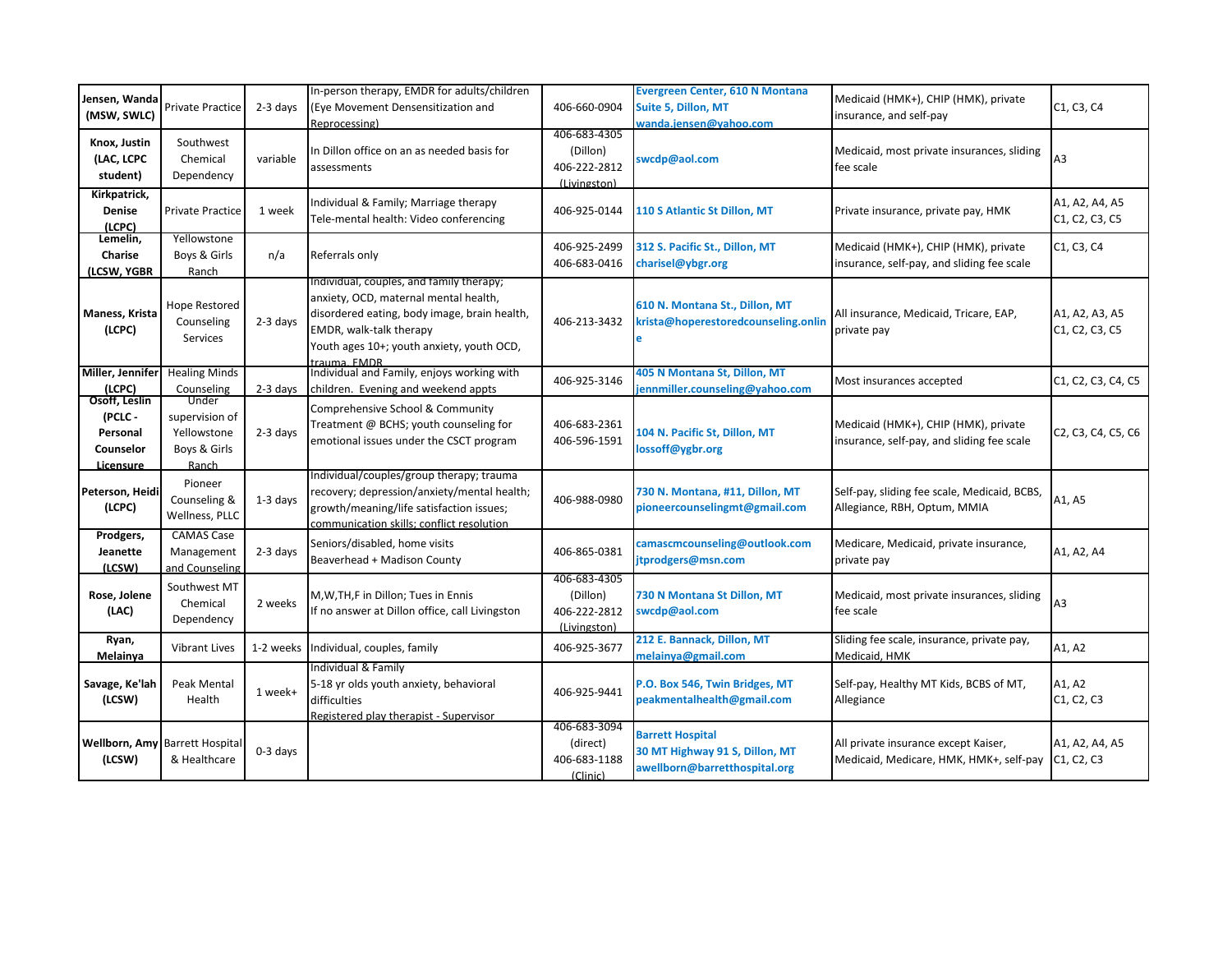| | | | | | | | |
|---|---|---|---|---|---|---|---|
| **Jensen, Wanda (MSW, SWLC)** | Private Practice | 2-3 days | In-person therapy, EMDR for adults/children (Eye Movement Densensitization and Reprocessing) | 406-660-0904 | **Evergreen Center, 610 N Montana Suite 5, Dillon, MT wanda.jensen@yahoo.com** | Medicaid (HMK+), CHIP (HMK), private insurance, and self-pay | C1, C3, C4 |
| **Knox, Justin (LAC, LCPC student)** | Southwest Chemical Dependency | variable | In Dillon office on an as needed basis for assessments | 406-683-4305 (Dillon) 406-222-2812 (Livingston) | **swcdp@aol.com** | Medicaid, most private insurances, sliding fee scale | A3 |
| **Kirkpatrick, Denise (LCPC)** | Private Practice | 1 week | Individual & Family; Marriage therapy Tele-mental health: Video conferencing | 406-925-0144 | **110 S Atlantic St Dillon, MT** | Private insurance, private pay, HMK | A1, A2, A4, A5 C1, C2, C3, C5 |
| **Lemelin, Charise (LCSW, YGBR** | Yellowstone Boys & Girls Ranch | n/a | Referrals only | 406-925-2499 406-683-0416 | **312 S. Pacific St., Dillon, MT charisel@ybgr.org** | Medicaid (HMK+), CHIP (HMK), private insurance, self-pay, and sliding fee scale | C1, C3, C4 |
| **Maness, Krista (LCPC)** | Hope Restored Counseling Services | 2-3 days | Individual, couples, and family therapy; anxiety, OCD, maternal mental health, disordered eating, body image, brain health, EMDR, walk-talk therapy Youth ages 10+; youth anxiety, youth OCD, trauma, EMDR | 406-213-3432 | **610 N. Montana St., Dillon, MT krista@hoperestoredcounseling.online** | All insurance, Medicaid, Tricare, EAP, private pay | A1, A2, A3, A5 C1, C2, C3, C5 |
| **Miller, Jennifer (LCPC)** | Healing Minds Counseling | 2-3 days | Individual and Family, enjoys working with children. Evening and weekend appts | 406-925-3146 | **405 N Montana St, Dillon, MT jennmiller.counseling@yahoo.com** | Most insurances accepted | C1, C2, C3, C4, C5 |
| **Osoff, Leslin (PCLC - Personal Counselor Licensure** | Under supervision of Yellowstone Boys & Girls Ranch | 2-3 days | Comprehensive School & Community Treatment @ BCHS; youth counseling for emotional issues under the CSCT program | 406-683-2361 406-596-1591 | **104 N. Pacific St, Dillon, MT lossoff@ygbr.org** | Medicaid (HMK+), CHIP (HMK), private insurance, self-pay, and sliding fee scale | C2, C3, C4, C5, C6 |
| **Peterson, Heidi (LCPC)** | Pioneer Counseling & Wellness, PLLC | 1-3 days | Individual/couples/group therapy; trauma recovery; depression/anxiety/mental health; growth/meaning/life satisfaction issues; communication skills; conflict resolution | 406-988-0980 | **730 N. Montana, #11, Dillon, MT pioneercounselingmt@gmail.com** | Self-pay, sliding fee scale, Medicaid, BCBS, Allegiance, RBH, Optum, MMIA | A1, A5 |
| **Prodgers, Jeanette (LCSW)** | CAMAS Case Management and Counseling | 2-3 days | Seniors/disabled, home visits Beaverhead + Madison County | 406-865-0381 | **camascmcounseling@outlook.com jtprodgers@msn.com** | Medicare, Medicaid, private insurance, private pay | A1, A2, A4 |
| **Rose, Jolene (LAC)** | Southwest MT Chemical Dependency | 2 weeks | M,W,TH,F in Dillon; Tues in Ennis If no answer at Dillon office, call Livingston | 406-683-4305 (Dillon) 406-222-2812 (Livingston) | **730 N Montana St Dillon, MT swcdp@aol.com** | Medicaid, most private insurances, sliding fee scale | A3 |
| **Ryan, Melainya** | Vibrant Lives | 1-2 weeks | Individual, couples, family | 406-925-3677 | **212 E. Bannack, Dillon, MT melainya@gmail.com** | Sliding fee scale, insurance, private pay, Medicaid, HMK | A1, A2 |
| **Savage, Ke'lah (LCSW)** | Peak Mental Health | 1 week+ | Individual & Family 5-18 yr olds youth anxiety, behavioral difficulties Registered play therapist - Supervisor | 406-925-9441 | **P.O. Box 546, Twin Bridges, MT peakmentalhealth@gmail.com** | Self-pay, Healthy MT Kids, BCBS of MT, Allegiance | A1, A2 C1, C2, C3 |
| **Wellborn, Amy (LCSW)** | Barrett Hospital & Healthcare | 0-3 days | | 406-683-3094 (direct) 406-683-1188 (Clinic) | **Barrett Hospital 30 MT Highway 91 S, Dillon, MT awellborn@barretthospital.org** | All private insurance except Kaiser, Medicaid, Medicare, HMK, HMK+, self-pay | A1, A2, A4, A5 C1, C2, C3 |